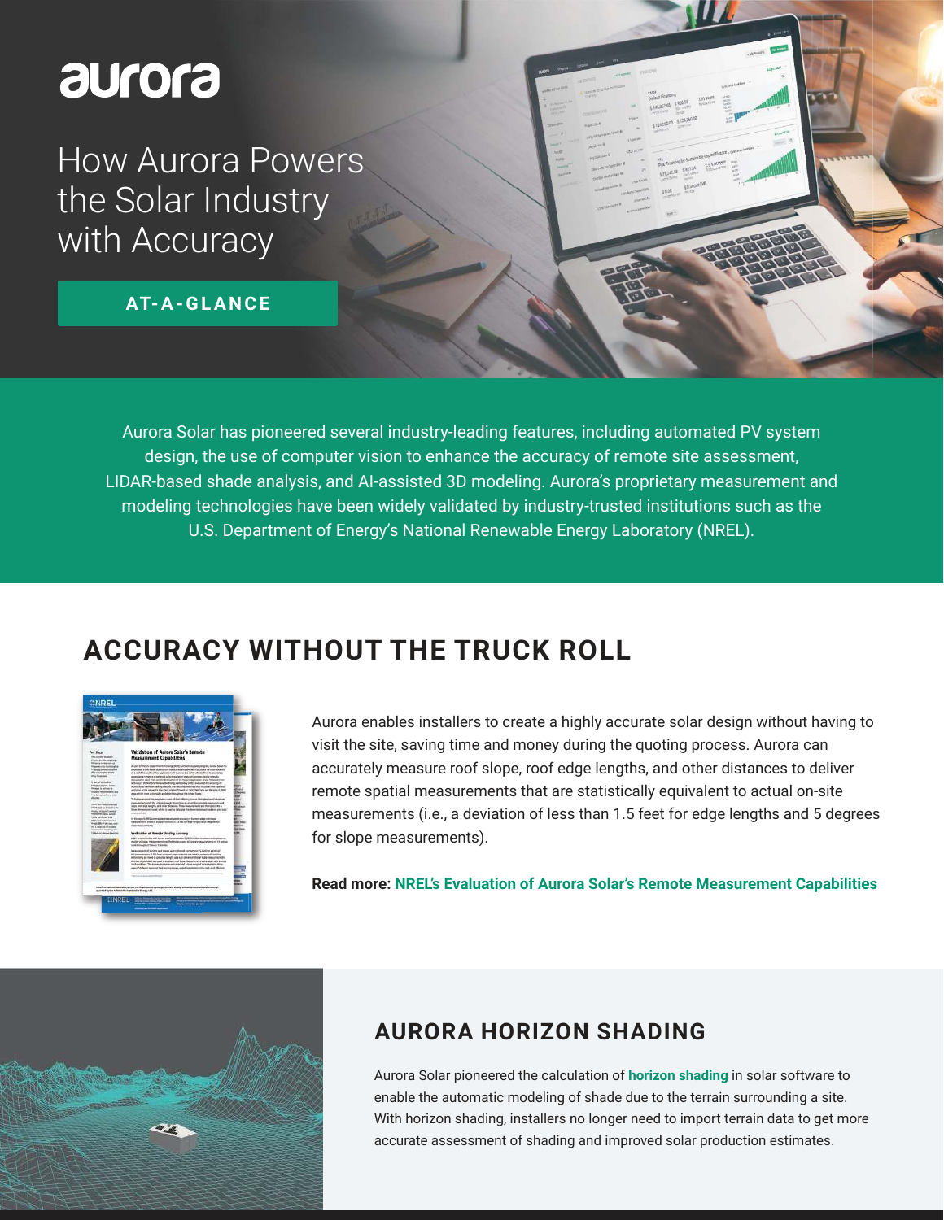# aurora

## How Aurora Powers the Solar Industry with Accuracy

**AT-A-GLANCE**

Aurora Solar has pioneered several industry-leading features, including automated PV system design, the use of computer vision to enhance the accuracy of remote site assessment, LIDAR-based shade analysis, and AI-assisted 3D modeling. Aurora's proprietary measurement and modeling technologies have been widely validated by industry-trusted institutions such as the U.S. Department of Energy's National Renewable Energy Laboratory (NREL).

## ACCURACY WITHOUT THE TRUCK ROLL

Aurora enables installers to create a highly accurate solar design without having to visit the site, saving time and money during the quoting process. Aurora can accurately measure roof slope, roof edge lengths, and other distances to deliver remote spatial measurements that are statistically equivalent to actual on-site measurements (i.e., a deviation of less than 1.5 feet for edge lengths and 5 degrees for slope measurements).

**Read more:** **NREL's Evaluation of Aurora Solar's Remote Measurement Capabilities**

## AURORA HORIZON SHADING

Aurora Solar pioneered the calculation of **horizon shading** in solar software to enable the automatic modeling of shade due to the terrain surrounding a site. With horizon shading, installers no longer need to import terrain data to get more accurate assessment of shading and improved solar production estimates.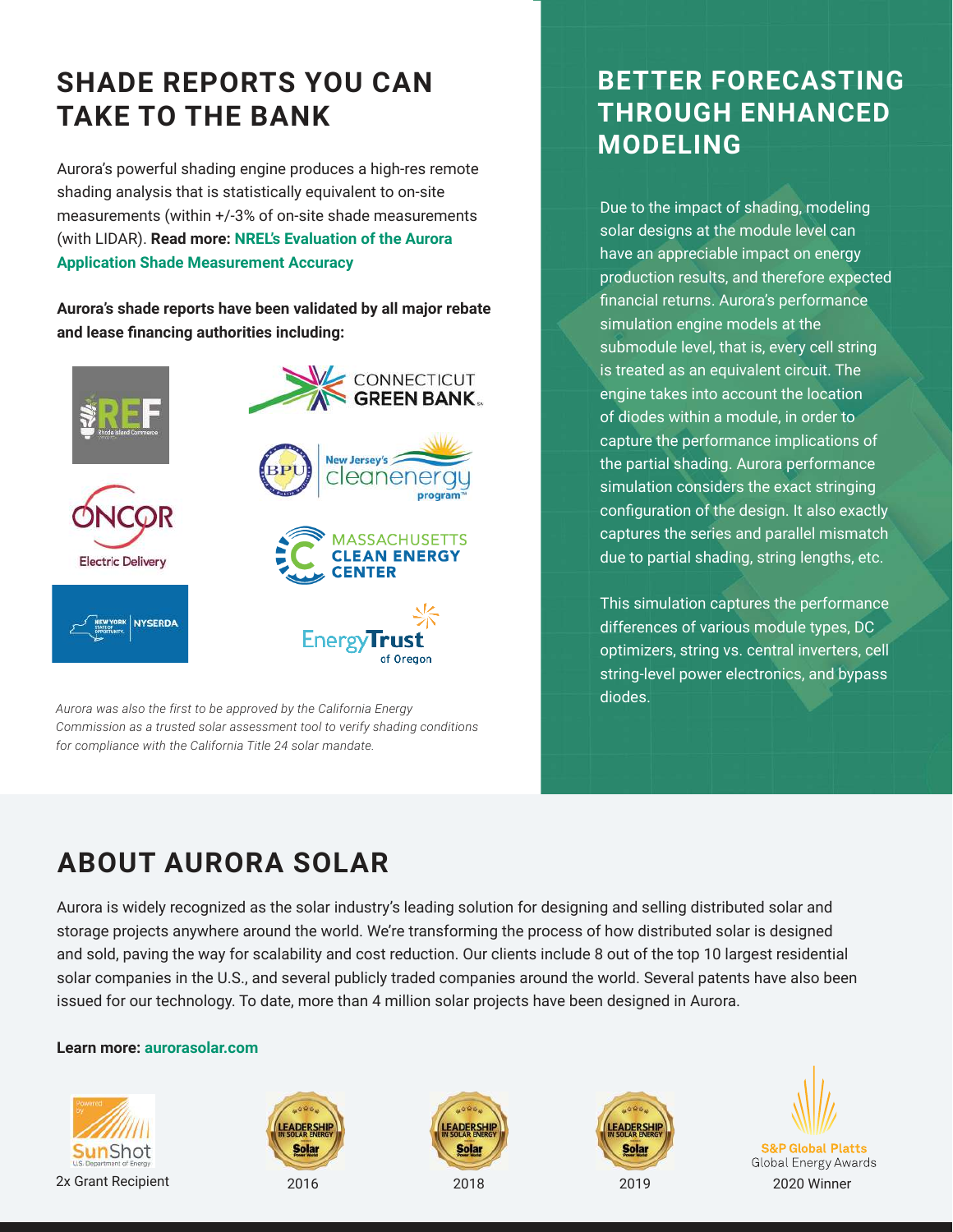## SHADE REPORTS YOU CAN TAKE TO THE BANK

Aurora's powerful shading engine produces a high-res remote shading analysis that is statistically equivalent to on-site measurements (within +/-3% of on-site shade measurements (with LIDAR). **Read more: NREL's Evaluation of the Aurora Application Shade Measurement Accuracy**

**Aurora's shade reports have been validated by all major rebate and lease financing authorities including:**

REF Rhode Island Commerce

CONNECTICUT GREEN BANK

New Jersey's cleanenergy program

ONCOR Electric Delivery

MASSACHUSETTS CLEAN ENERGY CENTER

NEW YORK STATE OF OPPORTUNITY. NYSERDA

EnergyTrust of Oregon

*Aurora was also the first to be approved by the California Energy Commission as a trusted solar assessment tool to verify shading conditions for compliance with the California Title 24 solar mandate.*

## BETTER FORECASTING THROUGH ENHANCED MODELING

Due to the impact of shading, modeling solar designs at the module level can have an appreciable impact on energy production results, and therefore expected financial returns. Aurora's performance simulation engine models at the submodule level, that is, every cell string is treated as an equivalent circuit. The engine takes into account the location of diodes within a module, in order to capture the performance implications of the partial shading. Aurora performance simulation considers the exact stringing configuration of the design. It also exactly captures the series and parallel mismatch due to partial shading, string lengths, etc.

This simulation captures the performance differences of various module types, DC optimizers, string vs. central inverters, cell string-level power electronics, and bypass diodes.

## ABOUT AURORA SOLAR

Aurora is widely recognized as the solar industry's leading solution for designing and selling distributed solar and storage projects anywhere around the world. We're transforming the process of how distributed solar is designed and sold, paving the way for scalability and cost reduction. Our clients include 8 out of the top 10 largest residential solar companies in the U.S., and several publicly traded companies around the world. Several patents have also been issued for our technology. To date, more than 4 million solar projects have been designed in Aurora.

**Learn more: aurorasolar.com**

Powered by SunShot U.S. Department of Energy
2x Grant Recipient

Leadership in Solar Energy Solar Power World
2016

Leadership in Solar Energy Solar Power World
2018

Leadership in Solar Energy Solar Power World
2019

S&P Global Platts Global Energy Awards
2020 Winner